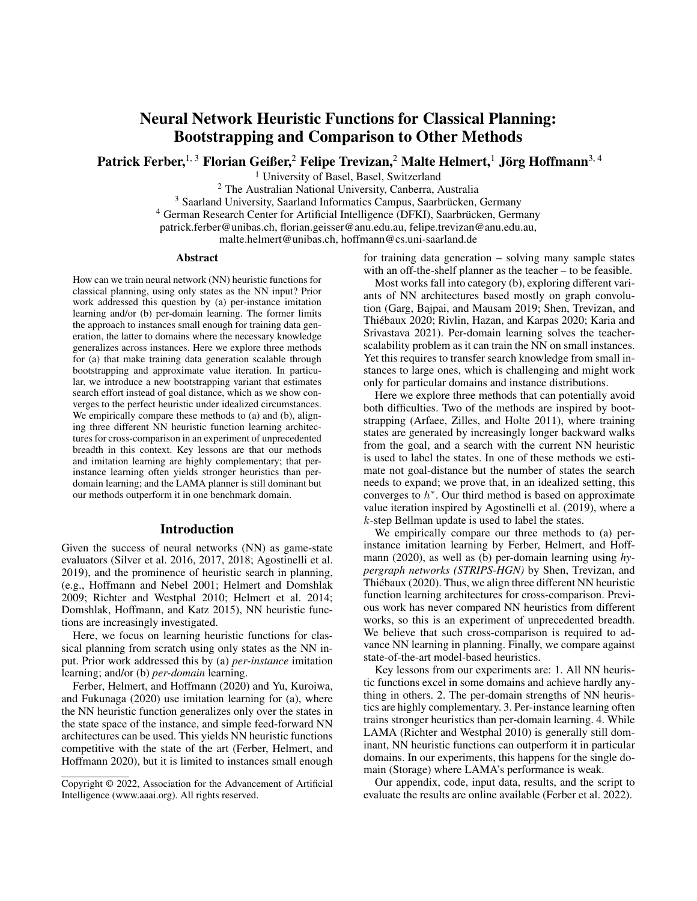# Neural Network Heuristic Functions for Classical Planning: Bootstrapping and Comparison to Other Methods

**Patrick Ferber,[1,3] Florian Geißer,[2] Felipe Trevizan,[2] Malte Helmert,[1] Jörg Hoffmann[3,4]**

[1] University of Basel, Basel, Switzerland
[2] The Australian National University, Canberra, Australia
[3] Saarland University, Saarland Informatics Campus, Saarbrücken, Germany
[4] German Research Center for Artificial Intelligence (DFKI), Saarbrücken, Germany
patrick.ferber@unibas.ch, florian.geisser@anu.edu.au, felipe.trevizan@anu.edu.au,
malte.helmert@unibas.ch, hoffmann@cs.uni-saarland.de

## Abstract

How can we train neural network (NN) heuristic functions for classical planning, using only states as the NN input? Prior work addressed this question by (a) per-instance imitation learning and/or (b) per-domain learning. The former limits the approach to instances small enough for training data generation, the latter to domains where the necessary knowledge generalizes across instances. Here we explore three methods for (a) that make training data generation scalable through bootstrapping and approximate value iteration. In particular, we introduce a new bootstrapping variant that estimates search effort instead of goal distance, which as we show converges to the perfect heuristic under idealized circumstances. We empirically compare these methods to (a) and (b), aligning three different NN heuristic function learning architectures for cross-comparison in an experiment of unprecedented breadth in this context. Key lessons are that our methods and imitation learning are highly complementary; that per-instance learning often yields stronger heuristics than per-domain learning; and the LAMA planner is still dominant but our methods outperform it in one benchmark domain.

## Introduction

Given the success of neural networks (NN) as game-state evaluators (Silver et al. 2016, 2017, 2018; Agostinelli et al. 2019), and the prominence of heuristic search in planning, (e.g., Hoffmann and Nebel 2001; Helmert and Domshlak 2009; Richter and Westphal 2010; Helmert et al. 2014; Domshlak, Hoffmann, and Katz 2015), NN heuristic functions are increasingly investigated.

Here, we focus on learning heuristic functions for classical planning from scratch using only states as the NN input. Prior work addressed this by (a) *per-instance* imitation learning; and/or (b) *per-domain* learning.

Ferber, Helmert, and Hoffmann (2020) and Yu, Kuroiwa, and Fukunaga (2020) use imitation learning for (a), where the NN heuristic function generalizes only over the states in the state space of the instance, and simple feed-forward NN architectures can be used. This yields NN heuristic functions competitive with the state of the art (Ferber, Helmert, and Hoffmann 2020), but it is limited to instances small enough for training data generation – solving many sample states with an off-the-shelf planner as the teacher – to be feasible.

Most works fall into category (b), exploring different variants of NN architectures based mostly on graph convolution (Garg, Bajpai, and Mausam 2019; Shen, Trevizan, and Thiébaux 2020; Rivlin, Hazan, and Karpas 2020; Karia and Srivastava 2021). Per-domain learning solves the teacher-scalability problem as it can train the NN on small instances. Yet this requires to transfer search knowledge from small instances to large ones, which is challenging and might work only for particular domains and instance distributions.

Here we explore three methods that can potentially avoid both difficulties. Two of the methods are inspired by bootstrapping (Arfaee, Zilles, and Holte 2011), where training states are generated by increasingly longer backward walks from the goal, and a search with the current NN heuristic is used to label the states. In one of these methods we estimate not goal-distance but the number of states the search needs to expand; we prove that, in an idealized setting, this converges to $h^*$. Our third method is based on approximate value iteration inspired by Agostinelli et al. (2019), where a $k$-step Bellman update is used to label the states.

We empirically compare our three methods to (a) per-instance imitation learning by Ferber, Helmert, and Hoffmann (2020), as well as (b) per-domain learning using *hypergraph networks (STRIPS-HGN)* by Shen, Trevizan, and Thiébaux (2020). Thus, we align three different NN heuristic function learning architectures for cross-comparison. Previous work has never compared NN heuristics from different works, so this is an experiment of unprecedented breadth. We believe that such cross-comparison is required to advance NN learning in planning. Finally, we compare against state-of-the-art model-based heuristics.

Key lessons from our experiments are: 1. All NN heuristic functions excel in some domains and achieve hardly anything in others. 2. The per-domain strengths of NN heuristics are highly complementary. 3. Per-instance learning often trains stronger heuristics than per-domain learning. 4. While LAMA (Richter and Westphal 2010) is generally still dominant, NN heuristic functions can outperform it in particular domains. In our experiments, this happens for the single domain (Storage) where LAMA's performance is weak.

Our appendix, code, input data, results, and the script to evaluate the results are online available (Ferber et al. 2022).

Copyright © 2022, Association for the Advancement of Artificial Intelligence (www.aaai.org). All rights reserved.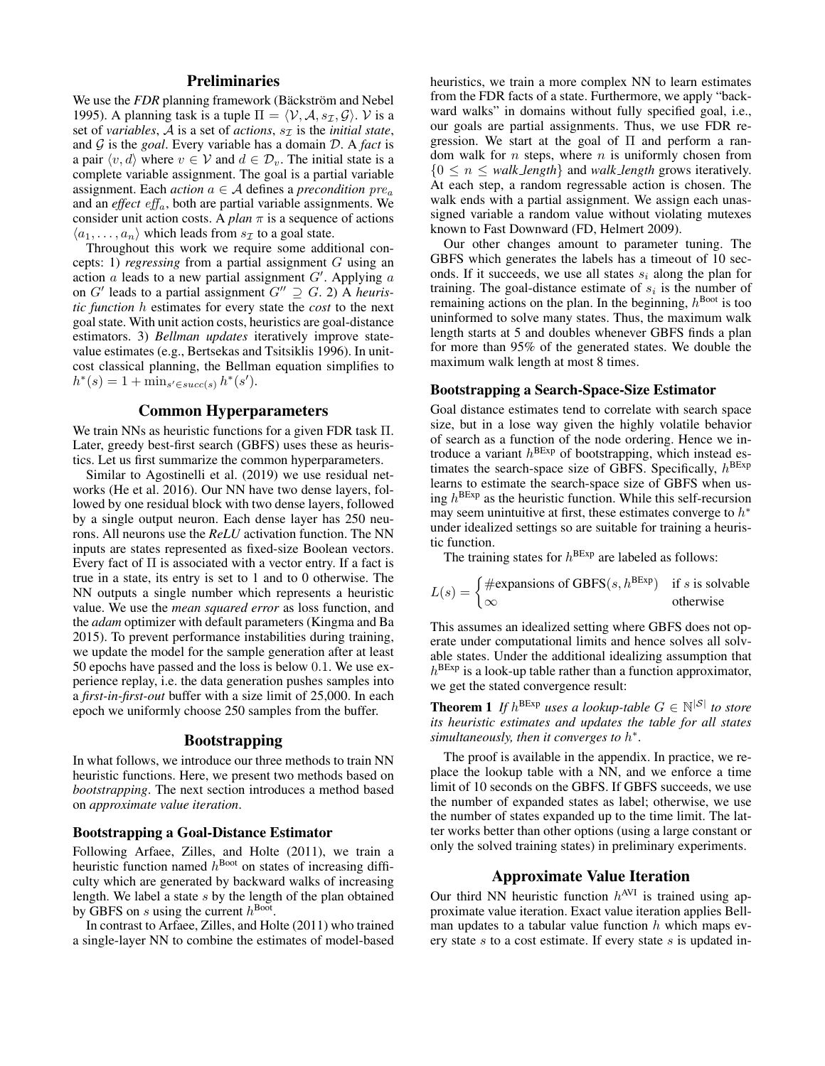## Preliminaries

We use the *FDR* planning framework (Bäckström and Nebel 1995). A planning task is a tuple $\Pi = \langle \mathcal{V}, \mathcal{A}, s_{\mathcal{I}}, \mathcal{G} \rangle$. $\mathcal{V}$ is a set of *variables*, $\mathcal{A}$ is a set of *actions*, $s_{\mathcal{I}}$ is the *initial state*, and $\mathcal{G}$ is the *goal*. Every variable has a domain $\mathcal{D}$. A *fact* is a pair $\langle v, d \rangle$ where $v \in \mathcal{V}$ and $d \in \mathcal{D}_v$. The initial state is a complete variable assignment. The goal is a partial variable assignment. Each *action* $a \in \mathcal{A}$ defines a *precondition* $pre_a$ and an *effect* $eff_a$, both are partial variable assignments. We consider unit action costs. A *plan* $\pi$ is a sequence of actions $\langle a_1, \ldots, a_n \rangle$ which leads from $s_{\mathcal{I}}$ to a goal state.

Throughout this work we require some additional concepts: 1) *regressing* from a partial assignment $G$ using an action $a$ leads to a new partial assignment $G'$. Applying $a$ on $G'$ leads to a partial assignment $G'' \supseteq G$. 2) A *heuristic function* $h$ estimates for every state the *cost* to the next goal state. With unit action costs, heuristics are goal-distance estimators. 3) *Bellman updates* iteratively improve state-value estimates (e.g., Bertsekas and Tsitsiklis 1996). In unit-cost classical planning, the Bellman equation simplifies to $h^*(s) = 1 + \min_{s' \in succ(s)} h^*(s')$.

## Common Hyperparameters

We train NNs as heuristic functions for a given FDR task $\Pi$. Later, greedy best-first search (GBFS) uses these as heuristics. Let us first summarize the common hyperparameters.

Similar to Agostinelli et al. (2019) we use residual networks (He et al. 2016). Our NN have two dense layers, followed by one residual block with two dense layers, followed by a single output neuron. Each dense layer has 250 neurons. All neurons use the *ReLU* activation function. The NN inputs are states represented as fixed-size Boolean vectors. Every fact of $\Pi$ is associated with a vector entry. If a fact is true in a state, its entry is set to 1 and to 0 otherwise. The NN outputs a single number which represents a heuristic value. We use the *mean squared error* as loss function, and the *adam* optimizer with default parameters (Kingma and Ba 2015). To prevent performance instabilities during training, we update the model for the sample generation after at least 50 epochs have passed and the loss is below 0.1. We use experience replay, i.e. the data generation pushes samples into a *first-in-first-out* buffer with a size limit of 25,000. In each epoch we uniformly choose 250 samples from the buffer.

## Bootstrapping

In what follows, we introduce our three methods to train NN heuristic functions. Here, we present two methods based on *bootstrapping*. The next section introduces a method based on *approximate value iteration*.

### Bootstrapping a Goal-Distance Estimator

Following Arfaee, Zilles, and Holte (2011), we train a heuristic function named $h^{\text{Boot}}$ on states of increasing difficulty which are generated by backward walks of increasing length. We label a state $s$ by the length of the plan obtained by GBFS on $s$ using the current $h^{\text{Boot}}$.

In contrast to Arfaee, Zilles, and Holte (2011) who trained a single-layer NN to combine the estimates of model-based heuristics, we train a more complex NN to learn estimates from the FDR facts of a state. Furthermore, we apply "backward walks" in domains without fully specified goal, i.e., our goals are partial assignments. Thus, we use FDR regression. We start at the goal of $\Pi$ and perform a random walk for $n$ steps, where $n$ is uniformly chosen from $\{0 \leq n \leq \textit{walk\_length}\}$ and *walk_length* grows iteratively. At each step, a random regressable action is chosen. The walk ends with a partial assignment. We assign each unassigned variable a random value without violating mutexes known to Fast Downward (FD, Helmert 2009).

Our other changes amount to parameter tuning. The GBFS which generates the labels has a timeout of 10 seconds. If it succeeds, we use all states $s_i$ along the plan for training. The goal-distance estimate of $s_i$ is the number of remaining actions on the plan. In the beginning, $h^{\text{Boot}}$ is too uninformed to solve many states. Thus, the maximum walk length starts at 5 and doubles whenever GBFS finds a plan for more than 95% of the generated states. We double the maximum walk length at most 8 times.

### Bootstrapping a Search-Space-Size Estimator

Goal distance estimates tend to correlate with search space size, but in a lose way given the highly volatile behavior of search as a function of the node ordering. Hence we introduce a variant $h^{\text{BExp}}$ of bootstrapping, which instead estimates the search-space size of GBFS. Specifically, $h^{\text{BExp}}$ learns to estimate the search-space size of GBFS when using $h^{\text{BExp}}$ as the heuristic function. While this self-recursion may seem unintuitive at first, these estimates converge to $h^*$ under idealized settings so are suitable for training a heuristic function.

The training states for $h^{\text{BExp}}$ are labeled as follows:

$$L(s) = \begin{cases} \#\text{expansions of GBFS}(s, h^{\text{BExp}}) & \text{if } s \text{ is solvable} \\ \infty & \text{otherwise} \end{cases}$$

This assumes an idealized setting where GBFS does not operate under computational limits and hence solves all solvable states. Under the additional idealizing assumption that $h^{\text{BExp}}$ is a look-up table rather than a function approximator, we get the stated convergence result:

**Theorem 1** *If $h^{\text{BExp}}$ uses a lookup-table $G \in \mathbb{N}^{|\mathcal{S}|}$ to store its heuristic estimates and updates the table for all states simultaneously, then it converges to $h^*$.*

The proof is available in the appendix. In practice, we replace the lookup table with a NN, and we enforce a time limit of 10 seconds on the GBFS. If GBFS succeeds, we use the number of expanded states as label; otherwise, we use the number of states expanded up to the time limit. The latter works better than other options (using a large constant or only the solved training states) in preliminary experiments.

## Approximate Value Iteration

Our third NN heuristic function $h^{\text{AVI}}$ is trained using approximate value iteration. Exact value iteration applies Bellman updates to a tabular value function $h$ which maps every state $s$ to a cost estimate. If every state $s$ is updated in-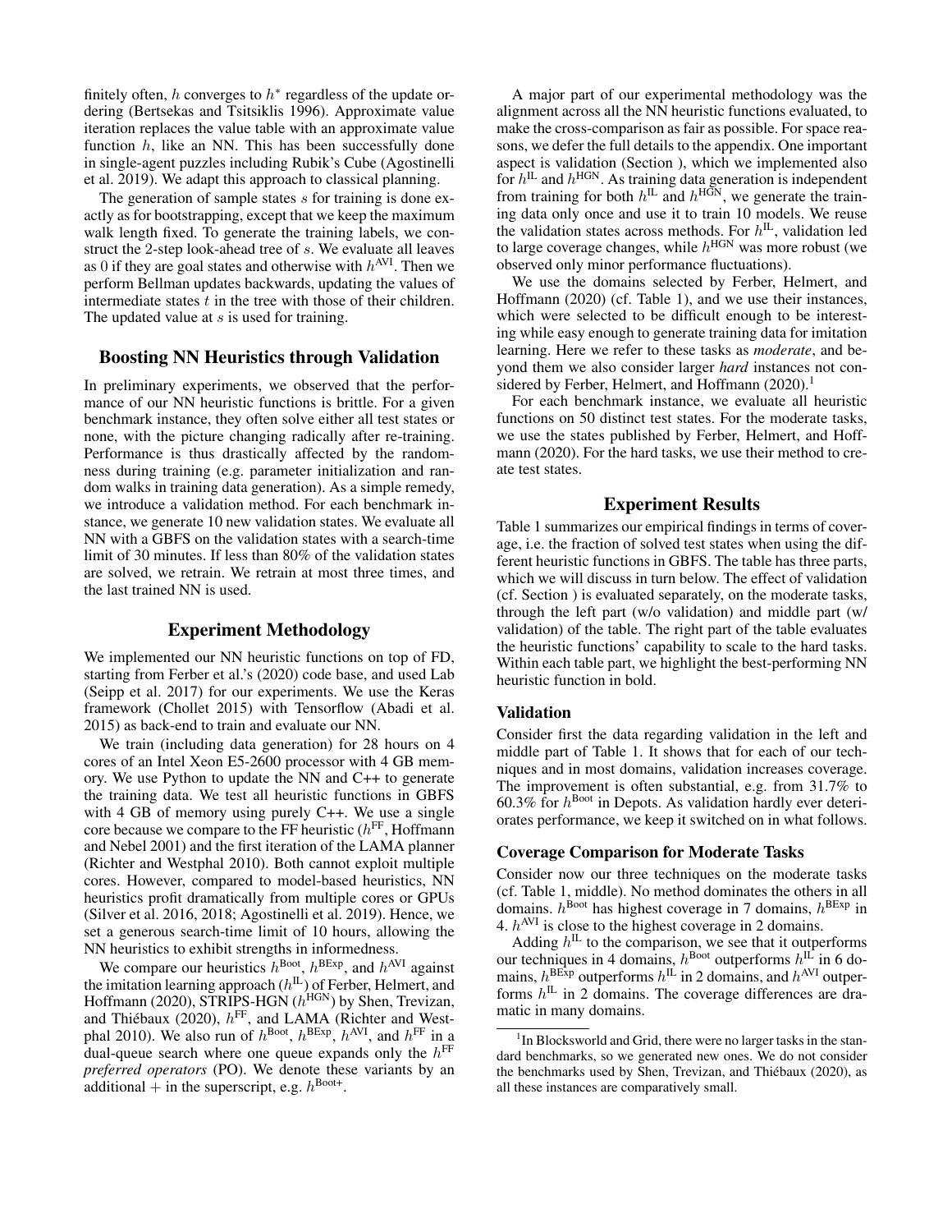finitely often, $h$ converges to $h^*$ regardless of the update ordering (Bertsekas and Tsitsiklis 1996). Approximate value iteration replaces the value table with an approximate value function $h$, like an NN. This has been successfully done in single-agent puzzles including Rubik's Cube (Agostinelli et al. 2019). We adapt this approach to classical planning.

The generation of sample states $s$ for training is done exactly as for bootstrapping, except that we keep the maximum walk length fixed. To generate the training labels, we construct the 2-step look-ahead tree of $s$. We evaluate all leaves as 0 if they are goal states and otherwise with $h^{\text{AVI}}$. Then we perform Bellman updates backwards, updating the values of intermediate states $t$ in the tree with those of their children. The updated value at $s$ is used for training.

## Boosting NN Heuristics through Validation

In preliminary experiments, we observed that the performance of our NN heuristic functions is brittle. For a given benchmark instance, they often solve either all test states or none, with the picture changing radically after re-training. Performance is thus drastically affected by the randomness during training (e.g. parameter initialization and random walks in training data generation). As a simple remedy, we introduce a validation method. For each benchmark instance, we generate 10 new validation states. We evaluate all NN with a GBFS on the validation states with a search-time limit of 30 minutes. If less than 80% of the validation states are solved, we retrain. We retrain at most three times, and the last trained NN is used.

## Experiment Methodology

We implemented our NN heuristic functions on top of FD, starting from Ferber et al.'s (2020) code base, and used Lab (Seipp et al. 2017) for our experiments. We use the Keras framework (Chollet 2015) with Tensorflow (Abadi et al. 2015) as back-end to train and evaluate our NN.

We train (including data generation) for 28 hours on 4 cores of an Intel Xeon E5-2600 processor with 4 GB memory. We use Python to update the NN and C++ to generate the training data. We test all heuristic functions in GBFS with 4 GB of memory using purely C++. We use a single core because we compare to the FF heuristic ($h^{\text{FF}}$, Hoffmann and Nebel 2001) and the first iteration of the LAMA planner (Richter and Westphal 2010). Both cannot exploit multiple cores. However, compared to model-based heuristics, NN heuristics profit dramatically from multiple cores or GPUs (Silver et al. 2016, 2018; Agostinelli et al. 2019). Hence, we set a generous search-time limit of 10 hours, allowing the NN heuristics to exhibit strengths in informedness.

We compare our heuristics $h^{\text{Boot}}$, $h^{\text{BExp}}$, and $h^{\text{AVI}}$ against the imitation learning approach ($h^{\text{IL}}$) of Ferber, Helmert, and Hoffmann (2020), STRIPS-HGN ($h^{\text{HGN}}$) by Shen, Trevizan, and Thiébaux (2020), $h^{\text{FF}}$, and LAMA (Richter and Westphal 2010). We also run of $h^{\text{Boot}}$, $h^{\text{BExp}}$, $h^{\text{AVI}}$, and $h^{\text{FF}}$ in a dual-queue search where one queue expands only the $h^{\text{FF}}$ *preferred operators* (PO). We denote these variants by an additional $+$ in the superscript, e.g. $h^{\text{Boot+}}$.

A major part of our experimental methodology was the alignment across all the NN heuristic functions evaluated, to make the cross-comparison as fair as possible. For space reasons, we defer the full details to the appendix. One important aspect is validation (Section ), which we implemented also for $h^{\text{IL}}$ and $h^{\text{HGN}}$. As training data generation is independent from training for both $h^{\text{IL}}$ and $h^{\text{HGN}}$, we generate the training data only once and use it to train 10 models. We reuse the validation states across methods. For $h^{\text{IL}}$, validation led to large coverage changes, while $h^{\text{HGN}}$ was more robust (we observed only minor performance fluctuations).

We use the domains selected by Ferber, Helmert, and Hoffmann (2020) (cf. Table 1), and we use their instances, which were selected to be difficult enough to be interesting while easy enough to generate training data for imitation learning. Here we refer to these tasks as *moderate*, and beyond them we also consider larger *hard* instances not considered by Ferber, Helmert, and Hoffmann (2020).[1]

For each benchmark instance, we evaluate all heuristic functions on 50 distinct test states. For the moderate tasks, we use the states published by Ferber, Helmert, and Hoffmann (2020). For the hard tasks, we use their method to create test states.

## Experiment Results

Table 1 summarizes our empirical findings in terms of coverage, i.e. the fraction of solved test states when using the different heuristic functions in GBFS. The table has three parts, which we will discuss in turn below. The effect of validation (cf. Section ) is evaluated separately, on the moderate tasks, through the left part (w/o validation) and middle part (w/ validation) of the table. The right part of the table evaluates the heuristic functions' capability to scale to the hard tasks. Within each table part, we highlight the best-performing NN heuristic function in bold.

### Validation

Consider first the data regarding validation in the left and middle part of Table 1. It shows that for each of our techniques and in most domains, validation increases coverage. The improvement is often substantial, e.g. from 31.7% to 60.3% for $h^{\text{Boot}}$ in Depots. As validation hardly ever deteriorates performance, we keep it switched on in what follows.

### Coverage Comparison for Moderate Tasks

Consider now our three techniques on the moderate tasks (cf. Table 1, middle). No method dominates the others in all domains. $h^{\text{Boot}}$ has highest coverage in 7 domains, $h^{\text{BExp}}$ in 4. $h^{\text{AVI}}$ is close to the highest coverage in 2 domains.

Adding $h^{\text{IL}}$ to the comparison, we see that it outperforms our techniques in 4 domains, $h^{\text{Boot}}$ outperforms $h^{\text{IL}}$ in 6 domains, $h^{\text{BExp}}$ outperforms $h^{\text{IL}}$ in 2 domains, and $h^{\text{AVI}}$ outperforms $h^{\text{IL}}$ in 2 domains. The coverage differences are dramatic in many domains.

[1] In Blocksworld and Grid, there were no larger tasks in the standard benchmarks, so we generated new ones. We do not consider the benchmarks used by Shen, Trevizan, and Thiébaux (2020), as all these instances are comparatively small.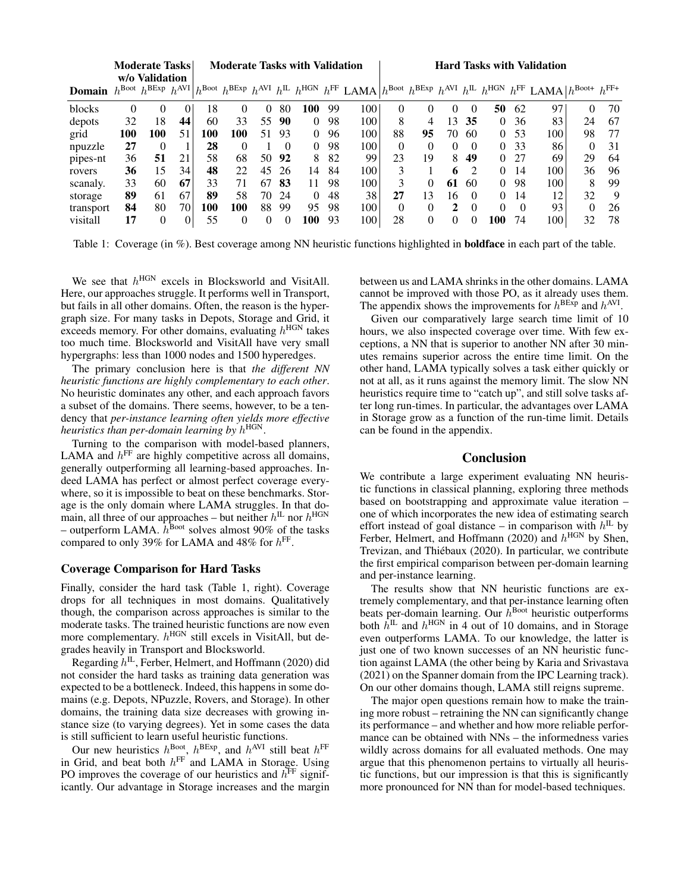| Domain | Moderate Tasks w/o Validation $h^{\text{Boot}}$ | $h^{\text{BExp}}$ | $h^{\text{AVI}}$ | Moderate Tasks with Validation $h^{\text{Boot}}$ | $h^{\text{BExp}}$ | $h^{\text{AVI}}$ | $h^{\text{IL}}$ | $h^{\text{HGN}}$ | $h^{\text{FF}}$ | LAMA | Hard Tasks with Validation $h^{\text{Boot}}$ | $h^{\text{BExp}}$ | $h^{\text{AVI}}$ | $h^{\text{IL}}$ | $h^{\text{HGN}}$ | $h^{\text{FF}}$ | LAMA | $h^{\text{Boot+}}$ | $h^{\text{FF+}}$ |
|---|---|---|---|---|---|---|---|---|---|---|---|---|---|---|---|---|---|---|---|
| blocks | 0 | 0 | 0 | 18 | 0 | 0 | 80 | **100** | 99 | 100 | 0 | 0 | 0 | 0 | **50** | 62 | 97 | 0 | 70 |
| depots | 32 | 18 | **44** | 60 | 33 | 55 | **90** | 0 | 98 | 100 | 8 | 4 | 13 | **35** | 0 | 36 | 83 | 24 | 67 |
| grid | **100** | **100** | 51 | **100** | **100** | 51 | 93 | 0 | 96 | 100 | 88 | **95** | 70 | 60 | 0 | 53 | 100 | 98 | 77 |
| npuzzle | **27** | 0 | 1 | **28** | 0 | 1 | 0 | 0 | 98 | 100 | 0 | 0 | 0 | 0 | 0 | 33 | 86 | 0 | 31 |
| pipes-nt | 36 | **51** | 21 | 58 | 68 | 50 | **92** | 8 | 82 | 99 | 23 | 19 | 8 | **49** | 0 | 27 | 69 | 29 | 64 |
| rovers | **36** | 15 | 34 | **48** | 22 | 45 | 26 | 14 | 84 | 100 | 3 | 1 | **6** | 2 | 0 | 14 | 100 | 36 | 96 |
| scanaly. | 33 | 60 | **67** | 33 | 71 | 67 | **83** | 11 | 98 | 100 | 3 | 0 | **61** | 60 | 0 | 98 | 100 | 8 | 99 |
| storage | **89** | 61 | 67 | **89** | 58 | 70 | 24 | 0 | 48 | 38 | **27** | 13 | 16 | 0 | 0 | 14 | 12 | 32 | 9 |
| transport | **84** | 80 | 70 | **100** | **100** | 88 | 99 | 95 | 98 | 100 | 0 | 0 | **2** | 0 | 0 | 0 | 93 | 0 | 26 |
| visitall | **17** | 0 | 0 | 55 | 0 | 0 | 0 | **100** | 93 | 100 | 28 | 0 | 0 | 0 | **100** | 74 | 100 | 32 | 78 |

Table 1: Coverage (in %). Best coverage among NN heuristic functions highlighted in **boldface** in each part of the table.

We see that $h^{\text{HGN}}$ excels in Blocksworld and VisitAll. Here, our approaches struggle. It performs well in Transport, but fails in all other domains. Often, the reason is the hypergraph size. For many tasks in Depots, Storage and Grid, it exceeds memory. For other domains, evaluating $h^{\text{HGN}}$ takes too much time. Blocksworld and VisitAll have very small hypergraphs: less than 1000 nodes and 1500 hyperedges.

The primary conclusion here is that *the different NN heuristic functions are highly complementary to each other*. No heuristic dominates any other, and each approach favors a subset of the domains. There seems, however, to be a tendency that *per-instance learning often yields more effective heuristics than per-domain learning by* $h^{\text{HGN}}$.

Turning to the comparison with model-based planners, LAMA and $h^{\text{FF}}$ are highly competitive across all domains, generally outperforming all learning-based approaches. Indeed LAMA has perfect or almost perfect coverage everywhere, so it is impossible to beat on these benchmarks. Storage is the only domain where LAMA struggles. In that domain, all three of our approaches – but neither $h^{\text{IL}}$ nor $h^{\text{HGN}}$ – outperform LAMA. $h^{\text{Boot}}$ solves almost 90% of the tasks compared to only 39% for LAMA and 48% for $h^{\text{FF}}$.

### Coverage Comparison for Hard Tasks

Finally, consider the hard task (Table 1, right). Coverage drops for all techniques in most domains. Qualitatively though, the comparison across approaches is similar to the moderate tasks. The trained heuristic functions are now even more complementary. $h^{\text{HGN}}$ still excels in VisitAll, but degrades heavily in Transport and Blocksworld.

Regarding $h^{\text{IL}}$, Ferber, Helmert, and Hoffmann (2020) did not consider the hard tasks as training data generation was expected to be a bottleneck. Indeed, this happens in some domains (e.g. Depots, NPuzzle, Rovers, and Storage). In other domains, the training data size decreases with growing instance size (to varying degrees). Yet in some cases the data is still sufficient to learn useful heuristic functions.

Our new heuristics $h^{\text{Boot}}$, $h^{\text{BExp}}$, and $h^{\text{AVI}}$ still beat $h^{\text{FF}}$ in Grid, and beat both $h^{\text{FF}}$ and LAMA in Storage. Using PO improves the coverage of our heuristics and $h^{\text{FF}}$ significantly. Our advantage in Storage increases and the margin between us and LAMA shrinks in the other domains. LAMA cannot be improved with those PO, as it already uses them. The appendix shows the improvements for $h^{\text{BExp}}$ and $h^{\text{AVI}}$.

Given our comparatively large search time limit of 10 hours, we also inspected coverage over time. With few exceptions, a NN that is superior to another NN after 30 minutes remains superior across the entire time limit. On the other hand, LAMA typically solves a task either quickly or not at all, as it runs against the memory limit. The slow NN heuristics require time to "catch up", and still solve tasks after long run-times. In particular, the advantages over LAMA in Storage grow as a function of the run-time limit. Details can be found in the appendix.

## Conclusion

We contribute a large experiment evaluating NN heuristic functions in classical planning, exploring three methods based on bootstrapping and approximate value iteration – one of which incorporates the new idea of estimating search effort instead of goal distance – in comparison with $h^{\text{IL}}$ by Ferber, Helmert, and Hoffmann (2020) and $h^{\text{HGN}}$ by Shen, Trevizan, and Thiébaux (2020). In particular, we contribute the first empirical comparison between per-domain learning and per-instance learning.

The results show that NN heuristic functions are extremely complementary, and that per-instance learning often beats per-domain learning. Our $h^{\text{Boot}}$ heuristic outperforms both $h^{\text{IL}}$ and $h^{\text{HGN}}$ in 4 out of 10 domains, and in Storage even outperforms LAMA. To our knowledge, the latter is just one of two known successes of an NN heuristic function against LAMA (the other being by Karia and Srivastava (2021) on the Spanner domain from the IPC Learning track). On our other domains though, LAMA still reigns supreme.

The major open questions remain how to make the training more robust – retraining the NN can significantly change its performance – and whether and how more reliable performance can be obtained with NNs – the informedness varies wildly across domains for all evaluated methods. One may argue that this phenomenon pertains to virtually all heuristic functions, but our impression is that this is significantly more pronounced for NN than for model-based techniques.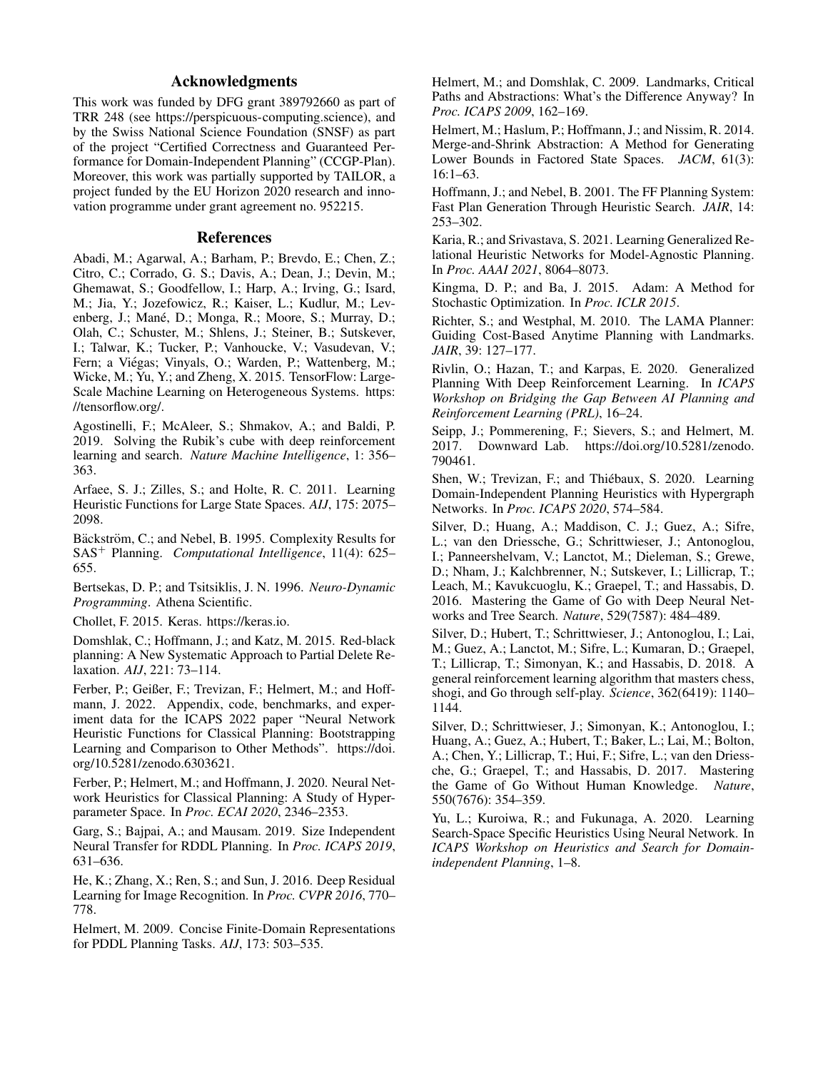## Acknowledgments

This work was funded by DFG grant 389792660 as part of TRR 248 (see https://perspicuous-computing.science), and by the Swiss National Science Foundation (SNSF) as part of the project "Certified Correctness and Guaranteed Performance for Domain-Independent Planning" (CCGP-Plan). Moreover, this work was partially supported by TAILOR, a project funded by the EU Horizon 2020 research and innovation programme under grant agreement no. 952215.

## References

Abadi, M.; Agarwal, A.; Barham, P.; Brevdo, E.; Chen, Z.; Citro, C.; Corrado, G. S.; Davis, A.; Dean, J.; Devin, M.; Ghemawat, S.; Goodfellow, I.; Harp, A.; Irving, G.; Isard, M.; Jia, Y.; Jozefowicz, R.; Kaiser, L.; Kudlur, M.; Levenberg, J.; Mané, D.; Monga, R.; Moore, S.; Murray, D.; Olah, C.; Schuster, M.; Shlens, J.; Steiner, B.; Sutskever, I.; Talwar, K.; Tucker, P.; Vanhoucke, V.; Vasudevan, V.; Fern; a Viégas; Vinyals, O.; Warden, P.; Wattenberg, M.; Wicke, M.; Yu, Y.; and Zheng, X. 2015. TensorFlow: Large-Scale Machine Learning on Heterogeneous Systems. https://tensorflow.org/.

Agostinelli, F.; McAleer, S.; Shmakov, A.; and Baldi, P. 2019. Solving the Rubik's cube with deep reinforcement learning and search. *Nature Machine Intelligence*, 1: 356–363.

Arfaee, S. J.; Zilles, S.; and Holte, R. C. 2011. Learning Heuristic Functions for Large State Spaces. *AIJ*, 175: 2075–2098.

Bäckström, C.; and Nebel, B. 1995. Complexity Results for SAS$^+$ Planning. *Computational Intelligence*, 11(4): 625–655.

Bertsekas, D. P.; and Tsitsiklis, J. N. 1996. *Neuro-Dynamic Programming*. Athena Scientific.

Chollet, F. 2015. Keras. https://keras.io.

Domshlak, C.; Hoffmann, J.; and Katz, M. 2015. Red-black planning: A New Systematic Approach to Partial Delete Relaxation. *AIJ*, 221: 73–114.

Ferber, P.; Geißer, F.; Trevizan, F.; Helmert, M.; and Hoffmann, J. 2022. Appendix, code, benchmarks, and experiment data for the ICAPS 2022 paper "Neural Network Heuristic Functions for Classical Planning: Bootstrapping Learning and Comparison to Other Methods". https://doi.org/10.5281/zenodo.6303621.

Ferber, P.; Helmert, M.; and Hoffmann, J. 2020. Neural Network Heuristics for Classical Planning: A Study of Hyperparameter Space. In *Proc. ECAI 2020*, 2346–2353.

Garg, S.; Bajpai, A.; and Mausam. 2019. Size Independent Neural Transfer for RDDL Planning. In *Proc. ICAPS 2019*, 631–636.

He, K.; Zhang, X.; Ren, S.; and Sun, J. 2016. Deep Residual Learning for Image Recognition. In *Proc. CVPR 2016*, 770–778.

Helmert, M. 2009. Concise Finite-Domain Representations for PDDL Planning Tasks. *AIJ*, 173: 503–535.

Helmert, M.; and Domshlak, C. 2009. Landmarks, Critical Paths and Abstractions: What's the Difference Anyway? In *Proc. ICAPS 2009*, 162–169.

Helmert, M.; Haslum, P.; Hoffmann, J.; and Nissim, R. 2014. Merge-and-Shrink Abstraction: A Method for Generating Lower Bounds in Factored State Spaces. *JACM*, 61(3): 16:1–63.

Hoffmann, J.; and Nebel, B. 2001. The FF Planning System: Fast Plan Generation Through Heuristic Search. *JAIR*, 14: 253–302.

Karia, R.; and Srivastava, S. 2021. Learning Generalized Relational Heuristic Networks for Model-Agnostic Planning. In *Proc. AAAI 2021*, 8064–8073.

Kingma, D. P.; and Ba, J. 2015. Adam: A Method for Stochastic Optimization. In *Proc. ICLR 2015*.

Richter, S.; and Westphal, M. 2010. The LAMA Planner: Guiding Cost-Based Anytime Planning with Landmarks. *JAIR*, 39: 127–177.

Rivlin, O.; Hazan, T.; and Karpas, E. 2020. Generalized Planning With Deep Reinforcement Learning. In *ICAPS Workshop on Bridging the Gap Between AI Planning and Reinforcement Learning (PRL)*, 16–24.

Seipp, J.; Pommerening, F.; Sievers, S.; and Helmert, M. 2017. Downward Lab. https://doi.org/10.5281/zenodo.790461.

Shen, W.; Trevizan, F.; and Thiébaux, S. 2020. Learning Domain-Independent Planning Heuristics with Hypergraph Networks. In *Proc. ICAPS 2020*, 574–584.

Silver, D.; Huang, A.; Maddison, C. J.; Guez, A.; Sifre, L.; van den Driessche, G.; Schrittwieser, J.; Antonoglou, I.; Panneershelvam, V.; Lanctot, M.; Dieleman, S.; Grewe, D.; Nham, J.; Kalchbrenner, N.; Sutskever, I.; Lillicrap, T.; Leach, M.; Kavukcuoglu, K.; Graepel, T.; and Hassabis, D. 2016. Mastering the Game of Go with Deep Neural Networks and Tree Search. *Nature*, 529(7587): 484–489.

Silver, D.; Hubert, T.; Schrittwieser, J.; Antonoglou, I.; Lai, M.; Guez, A.; Lanctot, M.; Sifre, L.; Kumaran, D.; Graepel, T.; Lillicrap, T.; Simonyan, K.; and Hassabis, D. 2018. A general reinforcement learning algorithm that masters chess, shogi, and Go through self-play. *Science*, 362(6419): 1140–1144.

Silver, D.; Schrittwieser, J.; Simonyan, K.; Antonoglou, I.; Huang, A.; Guez, A.; Hubert, T.; Baker, L.; Lai, M.; Bolton, A.; Chen, Y.; Lillicrap, T.; Hui, F.; Sifre, L.; van den Driessche, G.; Graepel, T.; and Hassabis, D. 2017. Mastering the Game of Go Without Human Knowledge. *Nature*, 550(7676): 354–359.

Yu, L.; Kuroiwa, R.; and Fukunaga, A. 2020. Learning Search-Space Specific Heuristics Using Neural Network. In *ICAPS Workshop on Heuristics and Search for Domain-independent Planning*, 1–8.